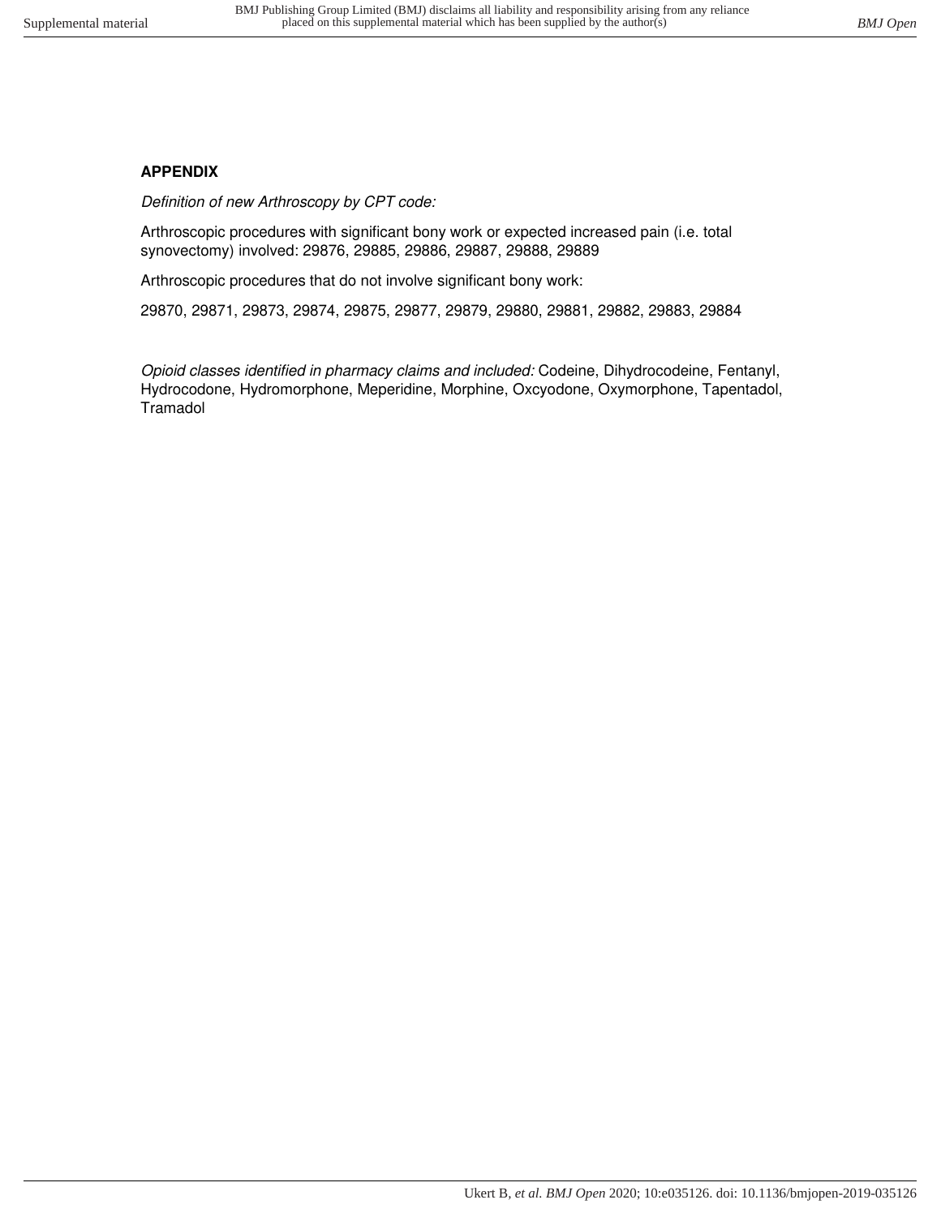**APPENDIX**

*Definition of new Arthroscopy by CPT code:*

Arthroscopic procedures with significant bony work or expected increased pain (i.e. total synovectomy) involved: 29876, 29885, 29886, 29887, 29888, 29889

Arthroscopic procedures that do not involve significant bony work:

29870, 29871, 29873, 29874, 29875, 29877, 29879, 29880, 29881, 29882, 29883, 29884

*Opioid classes identified in pharmacy claims and included:* Codeine, Dihydrocodeine, Fentanyl, Hydrocodone, Hydromorphone, Meperidine, Morphine, Oxcyodone, Oxymorphone, Tapentadol, Tramadol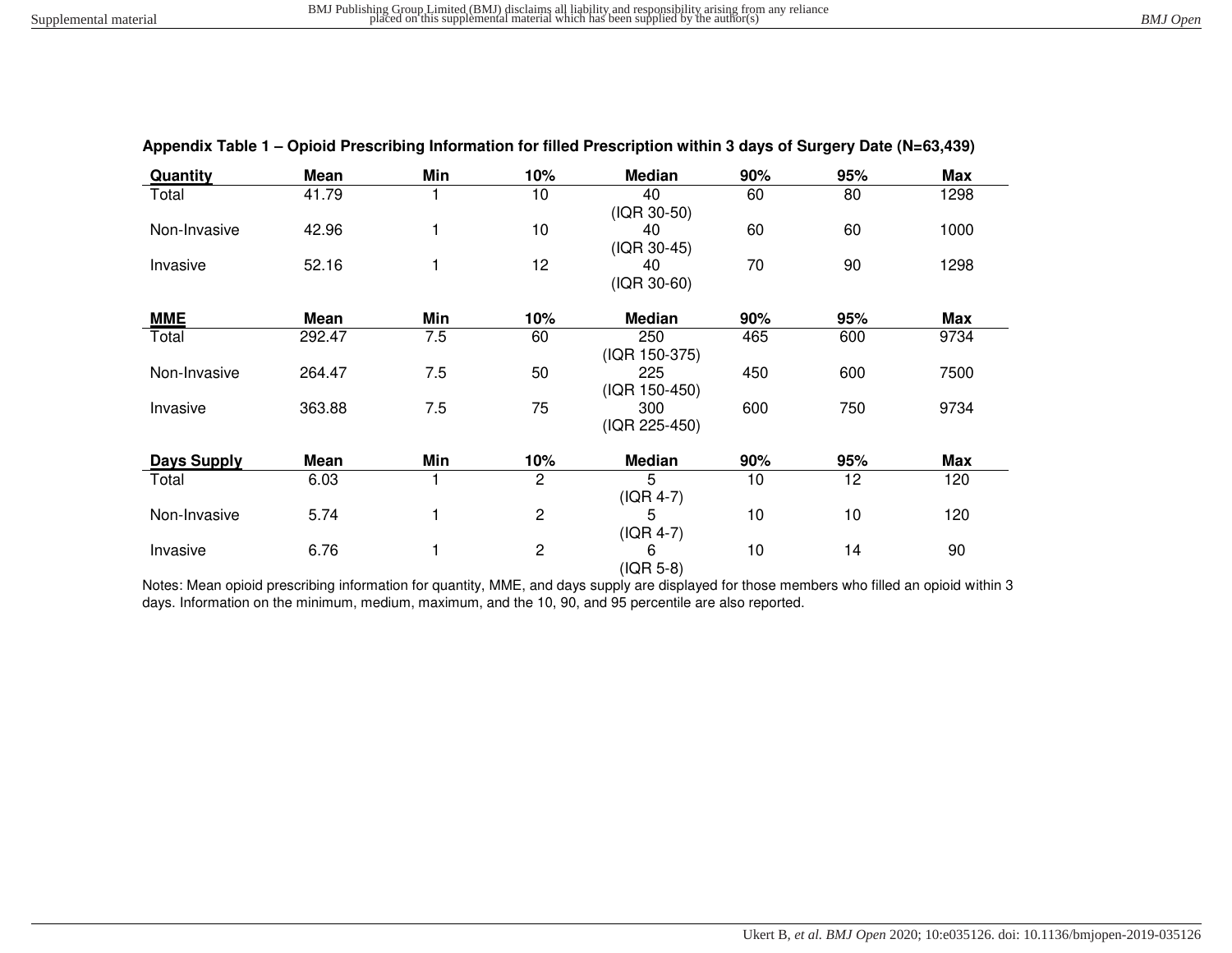**Appendix Table 1 – Opioid Prescribing Information for filled Prescription within 3 days of Surgery Date (N=63,439)**

| **Quantity** | **Mean** | **Min** | **10%** | **Median** | **90%** | **95%** | **Max** |
|---|---|---|---|---|---|---|---|
| Total | 41.79 | 1 | 10 | 40 (IQR 30-50) | 60 | 80 | 1298 |
| Non-Invasive | 42.96 | 1 | 10 | 40 (IQR 30-45) | 60 | 60 | 1000 |
| Invasive | 52.16 | 1 | 12 | 40 (IQR 30-60) | 70 | 90 | 1298 |
| **MME** | **Mean** | **Min** | **10%** | **Median** | **90%** | **95%** | **Max** |
| Total | 292.47 | 7.5 | 60 | 250 (IQR 150-375) | 465 | 600 | 9734 |
| Non-Invasive | 264.47 | 7.5 | 50 | 225 (IQR 150-450) | 450 | 600 | 7500 |
| Invasive | 363.88 | 7.5 | 75 | 300 (IQR 225-450) | 600 | 750 | 9734 |
| **Days Supply** | **Mean** | **Min** | **10%** | **Median** | **90%** | **95%** | **Max** |
| Total | 6.03 | 1 | 2 | 5 (IQR 4-7) | 10 | 12 | 120 |
| Non-Invasive | 5.74 | 1 | 2 | 5 (IQR 4-7) | 10 | 10 | 120 |
| Invasive | 6.76 | 1 | 2 | 6 (IQR 5-8) | 10 | 14 | 90 |

Notes: Mean opioid prescribing information for quantity, MME, and days supply are displayed for those members who filled an opioid within 3 days. Information on the minimum, medium, maximum, and the 10, 90, and 95 percentile are also reported.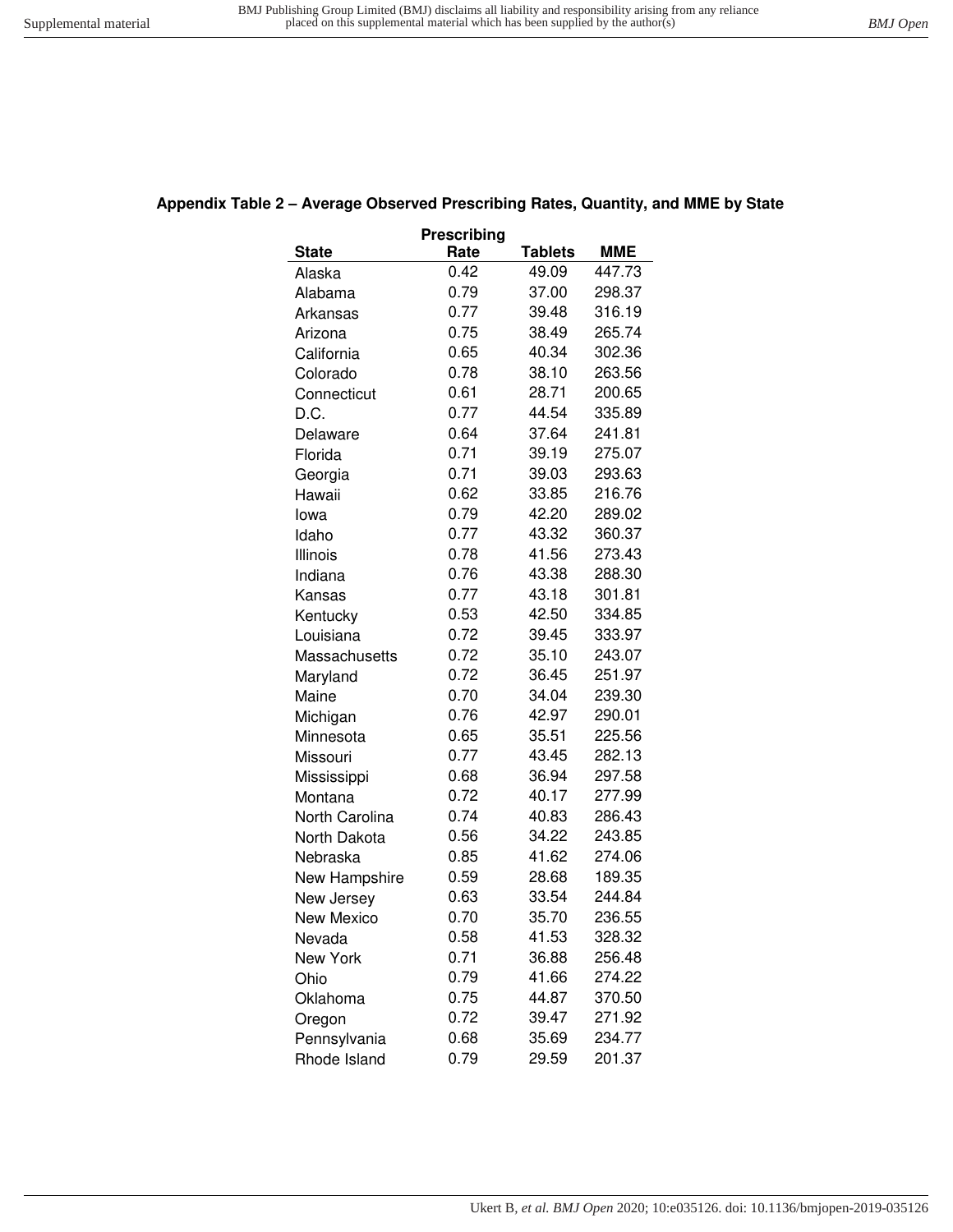## Appendix Table 2 – Average Observed Prescribing Rates, Quantity, and MME by State

| State | Prescribing Rate | Tablets | MME |
|---|---|---|---|
| Alaska | 0.42 | 49.09 | 447.73 |
| Alabama | 0.79 | 37.00 | 298.37 |
| Arkansas | 0.77 | 39.48 | 316.19 |
| Arizona | 0.75 | 38.49 | 265.74 |
| California | 0.65 | 40.34 | 302.36 |
| Colorado | 0.78 | 38.10 | 263.56 |
| Connecticut | 0.61 | 28.71 | 200.65 |
| D.C. | 0.77 | 44.54 | 335.89 |
| Delaware | 0.64 | 37.64 | 241.81 |
| Florida | 0.71 | 39.19 | 275.07 |
| Georgia | 0.71 | 39.03 | 293.63 |
| Hawaii | 0.62 | 33.85 | 216.76 |
| Iowa | 0.79 | 42.20 | 289.02 |
| Idaho | 0.77 | 43.32 | 360.37 |
| Illinois | 0.78 | 41.56 | 273.43 |
| Indiana | 0.76 | 43.38 | 288.30 |
| Kansas | 0.77 | 43.18 | 301.81 |
| Kentucky | 0.53 | 42.50 | 334.85 |
| Louisiana | 0.72 | 39.45 | 333.97 |
| Massachusetts | 0.72 | 35.10 | 243.07 |
| Maryland | 0.72 | 36.45 | 251.97 |
| Maine | 0.70 | 34.04 | 239.30 |
| Michigan | 0.76 | 42.97 | 290.01 |
| Minnesota | 0.65 | 35.51 | 225.56 |
| Missouri | 0.77 | 43.45 | 282.13 |
| Mississippi | 0.68 | 36.94 | 297.58 |
| Montana | 0.72 | 40.17 | 277.99 |
| North Carolina | 0.74 | 40.83 | 286.43 |
| North Dakota | 0.56 | 34.22 | 243.85 |
| Nebraska | 0.85 | 41.62 | 274.06 |
| New Hampshire | 0.59 | 28.68 | 189.35 |
| New Jersey | 0.63 | 33.54 | 244.84 |
| New Mexico | 0.70 | 35.70 | 236.55 |
| Nevada | 0.58 | 41.53 | 328.32 |
| New York | 0.71 | 36.88 | 256.48 |
| Ohio | 0.79 | 41.66 | 274.22 |
| Oklahoma | 0.75 | 44.87 | 370.50 |
| Oregon | 0.72 | 39.47 | 271.92 |
| Pennsylvania | 0.68 | 35.69 | 234.77 |
| Rhode Island | 0.79 | 29.59 | 201.37 |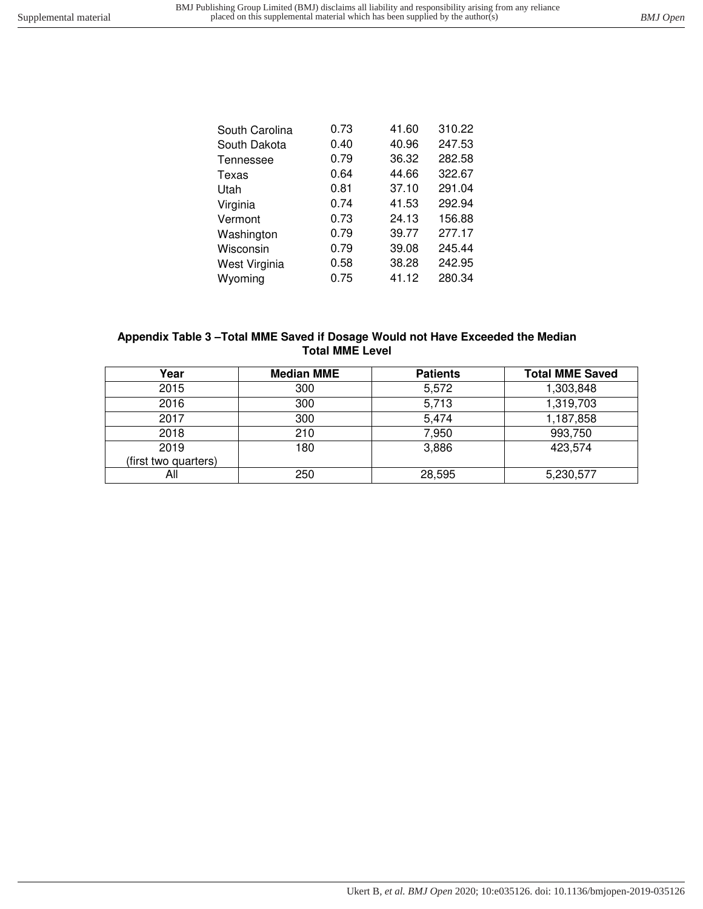| | | | |
|---|---|---|---|
| South Carolina | 0.73 | 41.60 | 310.22 |
| South Dakota | 0.40 | 40.96 | 247.53 |
| Tennessee | 0.79 | 36.32 | 282.58 |
| Texas | 0.64 | 44.66 | 322.67 |
| Utah | 0.81 | 37.10 | 291.04 |
| Virginia | 0.74 | 41.53 | 292.94 |
| Vermont | 0.73 | 24.13 | 156.88 |
| Washington | 0.79 | 39.77 | 277.17 |
| Wisconsin | 0.79 | 39.08 | 245.44 |
| West Virginia | 0.58 | 38.28 | 242.95 |
| Wyoming | 0.75 | 41.12 | 280.34 |

**Appendix Table 3 –Total MME Saved if Dosage Would not Have Exceeded the Median Total MME Level**

| Year | Median MME | Patients | Total MME Saved |
|---|---|---|---|
| 2015 | 300 | 5,572 | 1,303,848 |
| 2016 | 300 | 5,713 | 1,319,703 |
| 2017 | 300 | 5,474 | 1,187,858 |
| 2018 | 210 | 7,950 | 993,750 |
| 2019 (first two quarters) | 180 | 3,886 | 423,574 |
| All | 250 | 28,595 | 5,230,577 |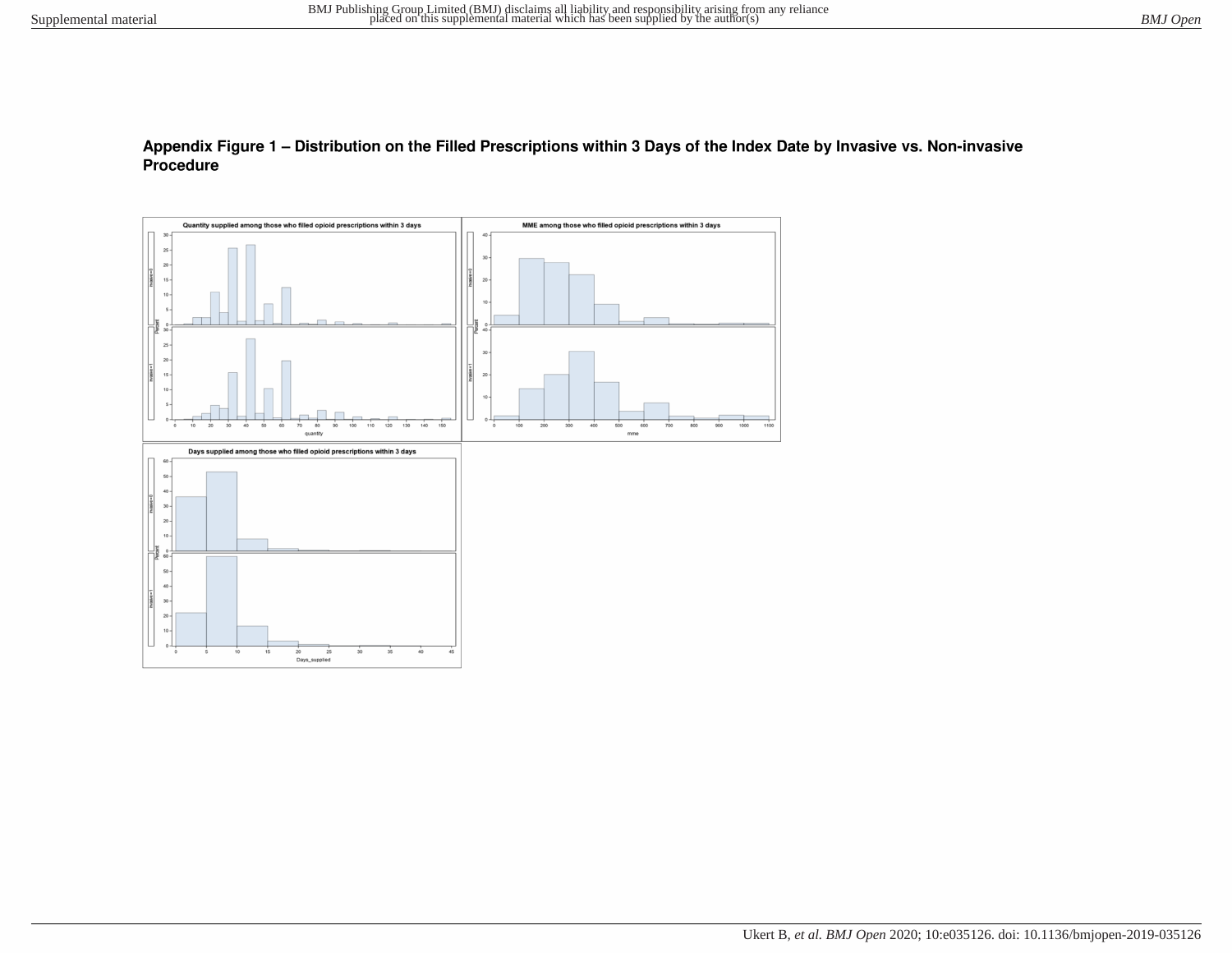**Appendix Figure 1 – Distribution on the Filled Prescriptions within 3 Days of the Index Date by Invasive vs. Non-invasive Procedure**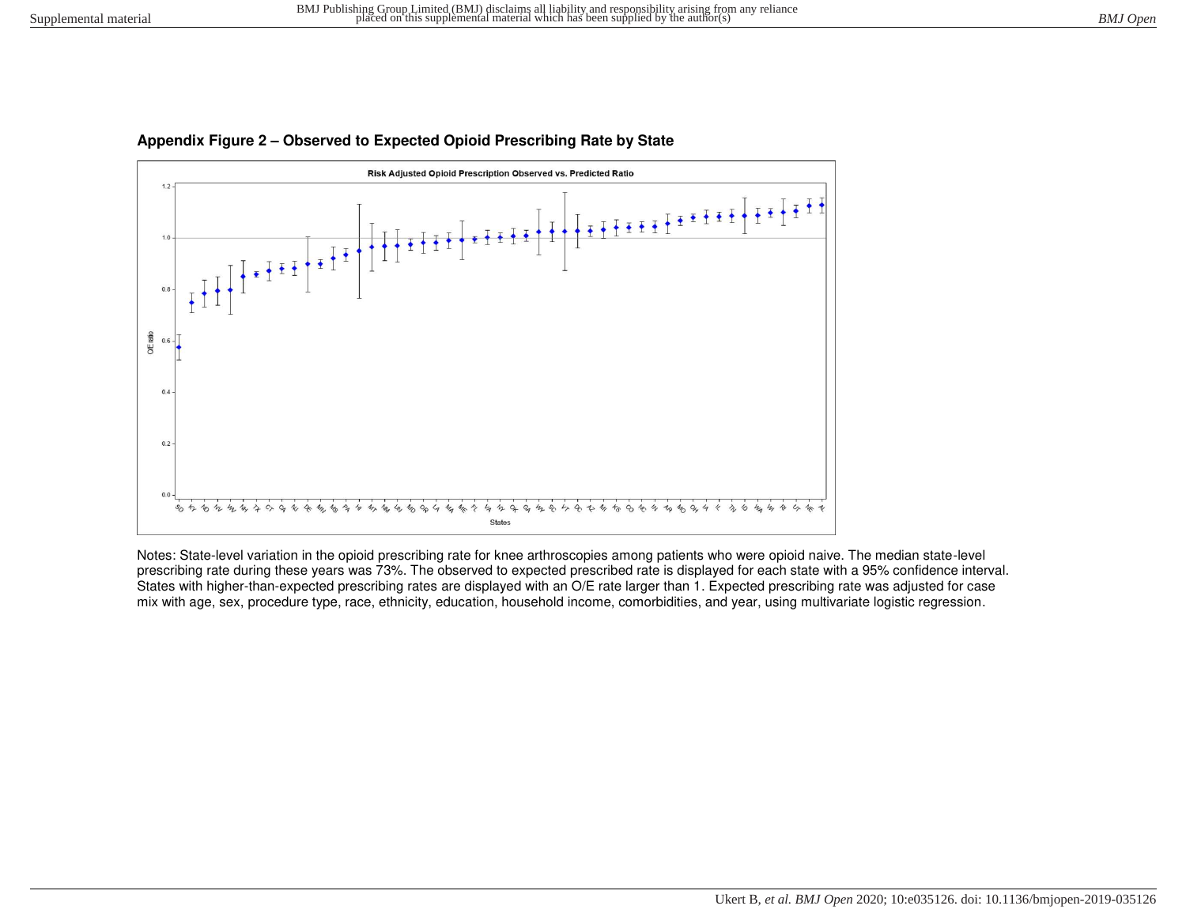**Appendix Figure 2 – Observed to Expected Opioid Prescribing Rate by State**

Notes: State-level variation in the opioid prescribing rate for knee arthroscopies among patients who were opioid naive. The median state-level prescribing rate during these years was 73%. The observed to expected prescribed rate is displayed for each state with a 95% confidence interval. States with higher-than-expected prescribing rates are displayed with an O/E rate larger than 1. Expected prescribing rate was adjusted for case mix with age, sex, procedure type, race, ethnicity, education, household income, comorbidities, and year, using multivariate logistic regression.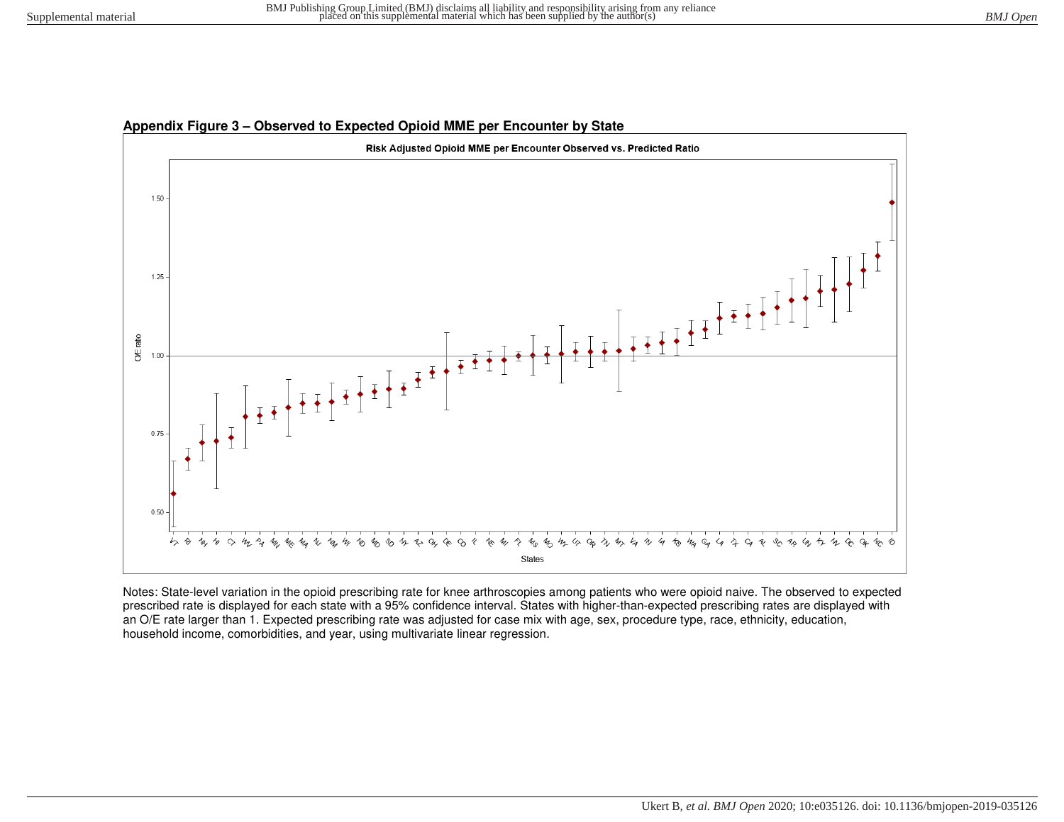**Appendix Figure 3 – Observed to Expected Opioid MME per Encounter by State**

Risk Adjusted Opioid MME per Encounter Observed vs. Predicted Ratio

Notes: State-level variation in the opioid prescribing rate for knee arthroscopies among patients who were opioid naive. The observed to expected prescribed rate is displayed for each state with a 95% confidence interval. States with higher-than-expected prescribing rates are displayed with an O/E rate larger than 1. Expected prescribing rate was adjusted for case mix with age, sex, procedure type, race, ethnicity, education, household income, comorbidities, and year, using multivariate linear regression.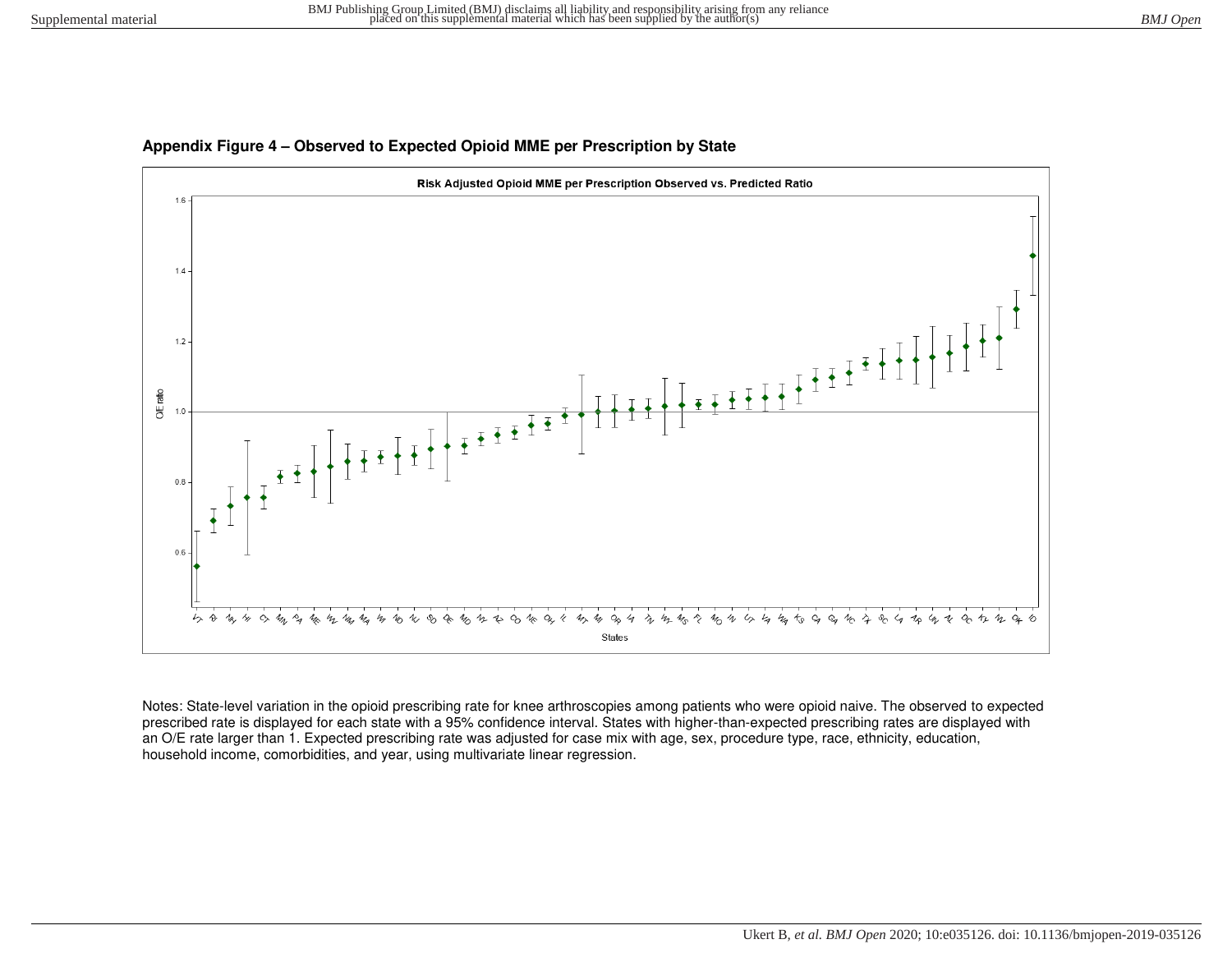**Appendix Figure 4 – Observed to Expected Opioid MME per Prescription by State**

Risk Adjusted Opioid MME per Prescription Observed vs. Predicted Ratio

O/E ratio

1.6

1.4

1.2

1.0

0.8

0.6

VT RI NH HI CT MN PA ME WV NM MA WI ND NJ SD DE MD NY AZ CO NE OH IL MT MI OR IA TN WY MS FL MO IN UT VA WA KS CA GA NC TX SC LA AR UN AL DC KY NV OK ID

States

Notes: State-level variation in the opioid prescribing rate for knee arthroscopies among patients who were opioid naive. The observed to expected prescribed rate is displayed for each state with a 95% confidence interval. States with higher-than-expected prescribing rates are displayed with an O/E rate larger than 1. Expected prescribing rate was adjusted for case mix with age, sex, procedure type, race, ethnicity, education, household income, comorbidities, and year, using multivariate linear regression.